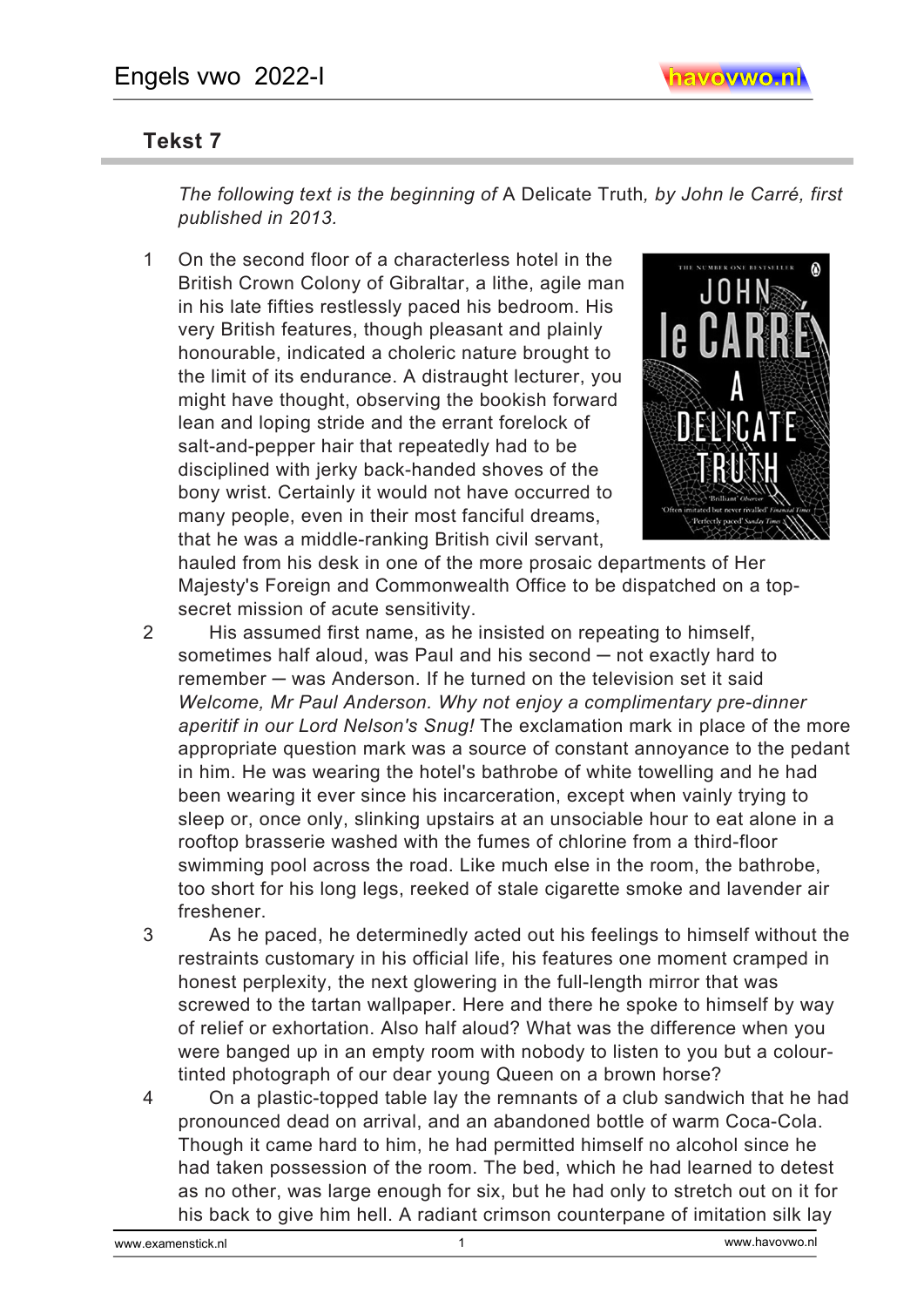## Tekst 7

*The following text is the beginning of* A Delicate Truth*, by John le Carré, first published in 2013.*

1 On the second floor of a characterless hotel in the British Crown Colony of Gibraltar, a lithe, agile man in his late fifties restlessly paced his bedroom. His very British features, though pleasant and plainly honourable, indicated a choleric nature brought to the limit of its endurance. A distraught lecturer, you might have thought, observing the bookish forward lean and loping stride and the errant forelock of salt-and-pepper hair that repeatedly had to be disciplined with jerky back-handed shoves of the bony wrist. Certainly it would not have occurred to many people, even in their most fanciful dreams, that he was a middle-ranking British civil servant, hauled from his desk in one of the more prosaic departments of Her Majesty's Foreign and Commonwealth Office to be dispatched on a top-secret mission of acute sensitivity.

2 His assumed first name, as he insisted on repeating to himself, sometimes half aloud, was Paul and his second – not exactly hard to remember – was Anderson. If he turned on the television set it said *Welcome, Mr Paul Anderson. Why not enjoy a complimentary pre-dinner aperitif in our Lord Nelson's Snug!* The exclamation mark in place of the more appropriate question mark was a source of constant annoyance to the pedant in him. He was wearing the hotel's bathrobe of white towelling and he had been wearing it ever since his incarceration, except when vainly trying to sleep or, once only, slinking upstairs at an unsociable hour to eat alone in a rooftop brasserie washed with the fumes of chlorine from a third-floor swimming pool across the road. Like much else in the room, the bathrobe, too short for his long legs, reeked of stale cigarette smoke and lavender air freshener.

3 As he paced, he determinedly acted out his feelings to himself without the restraints customary in his official life, his features one moment cramped in honest perplexity, the next glowering in the full-length mirror that was screwed to the tartan wallpaper. Here and there he spoke to himself by way of relief or exhortation. Also half aloud? What was the difference when you were banged up in an empty room with nobody to listen to you but a colour-tinted photograph of our dear young Queen on a brown horse?

4 On a plastic-topped table lay the remnants of a club sandwich that he had pronounced dead on arrival, and an abandoned bottle of warm Coca-Cola. Though it came hard to him, he had permitted himself no alcohol since he had taken possession of the room. The bed, which he had learned to detest as no other, was large enough for six, but he had only to stretch out on it for his back to give him hell. A radiant crimson counterpane of imitation silk lay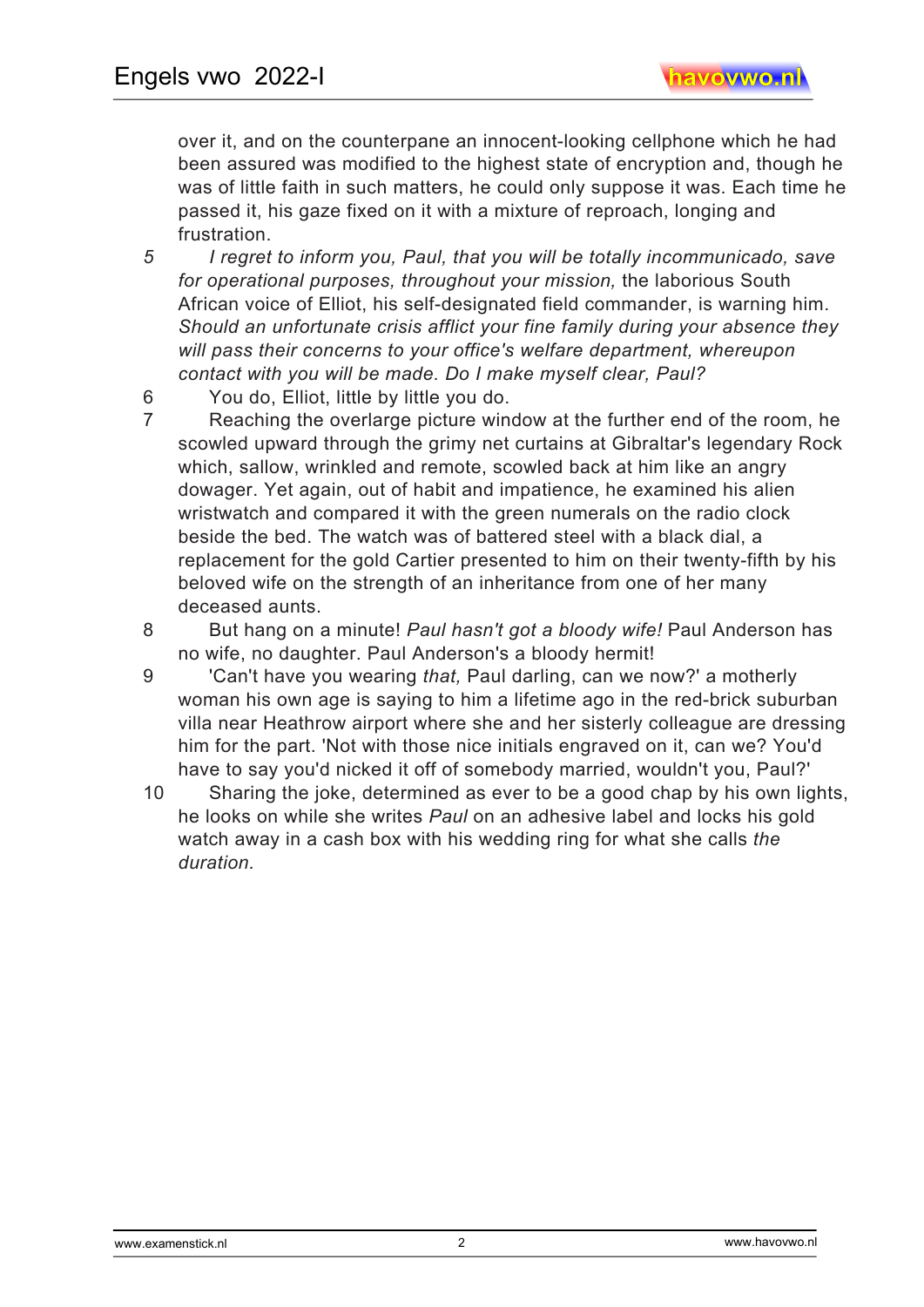over it, and on the counterpane an innocent-looking cellphone which he had been assured was modified to the highest state of encryption and, though he was of little faith in such matters, he could only suppose it was. Each time he passed it, his gaze fixed on it with a mixture of reproach, longing and frustration.

5 *I regret to inform you, Paul, that you will be totally incommunicado, save for operational purposes, throughout your mission,* the laborious South African voice of Elliot, his self-designated field commander, is warning him. *Should an unfortunate crisis afflict your fine family during your absence they will pass their concerns to your office's welfare department, whereupon contact with you will be made. Do I make myself clear, Paul?*

6 You do, Elliot, little by little you do.

7 Reaching the overlarge picture window at the further end of the room, he scowled upward through the grimy net curtains at Gibraltar's legendary Rock which, sallow, wrinkled and remote, scowled back at him like an angry dowager. Yet again, out of habit and impatience, he examined his alien wristwatch and compared it with the green numerals on the radio clock beside the bed. The watch was of battered steel with a black dial, a replacement for the gold Cartier presented to him on their twenty-fifth by his beloved wife on the strength of an inheritance from one of her many deceased aunts.

8 But hang on a minute! *Paul hasn't got a bloody wife!* Paul Anderson has no wife, no daughter. Paul Anderson's a bloody hermit!

9 'Can't have you wearing *that,* Paul darling, can we now?' a motherly woman his own age is saying to him a lifetime ago in the red-brick suburban villa near Heathrow airport where she and her sisterly colleague are dressing him for the part. 'Not with those nice initials engraved on it, can we? You'd have to say you'd nicked it off of somebody married, wouldn't you, Paul?'

10 Sharing the joke, determined as ever to be a good chap by his own lights, he looks on while she writes *Paul* on an adhesive label and locks his gold watch away in a cash box with his wedding ring for what she calls *the duration.*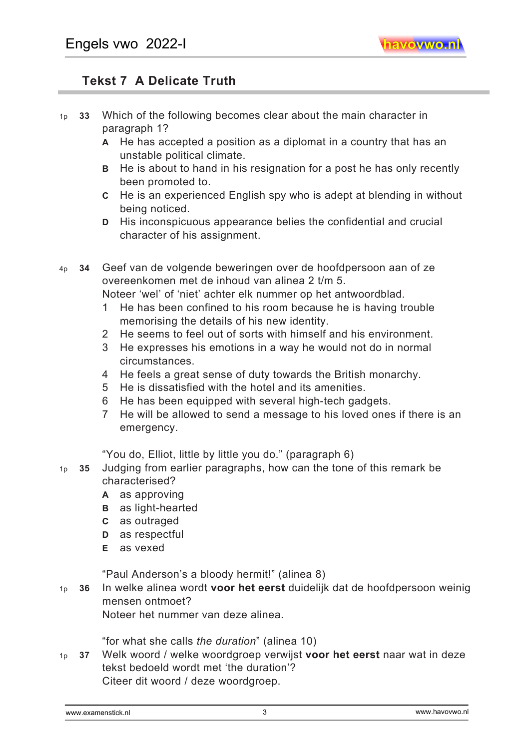## Tekst 7 A Delicate Truth

1p **33** Which of the following becomes clear about the main character in paragraph 1?

- **A** He has accepted a position as a diplomat in a country that has an unstable political climate.
- **B** He is about to hand in his resignation for a post he has only recently been promoted to.
- **C** He is an experienced English spy who is adept at blending in without being noticed.
- **D** His inconspicuous appearance belies the confidential and crucial character of his assignment.

4p **34** Geef van de volgende beweringen over de hoofdpersoon aan of ze overeenkomen met de inhoud van alinea 2 t/m 5.
Noteer 'wel' of 'niet' achter elk nummer op het antwoordblad.

1. He has been confined to his room because he is having trouble memorising the details of his new identity.
2. He seems to feel out of sorts with himself and his environment.
3. He expresses his emotions in a way he would not do in normal circumstances.
4. He feels a great sense of duty towards the British monarchy.
5. He is dissatisfied with the hotel and its amenities.
6. He has been equipped with several high-tech gadgets.
7. He will be allowed to send a message to his loved ones if there is an emergency.

"You do, Elliot, little by little you do." (paragraph 6)

1p **35** Judging from earlier paragraphs, how can the tone of this remark be characterised?

- **A** as approving
- **B** as light-hearted
- **C** as outraged
- **D** as respectful
- **E** as vexed

"Paul Anderson's a bloody hermit!" (alinea 8)

1p **36** In welke alinea wordt **voor het eerst** duidelijk dat de hoofdpersoon weinig mensen ontmoet?
Noteer het nummer van deze alinea.

"for what she calls *the duration*" (alinea 10)

1p **37** Welk woord / welke woordgroep verwijst **voor het eerst** naar wat in deze tekst bedoeld wordt met 'the duration'?
Citeer dit woord / deze woordgroep.